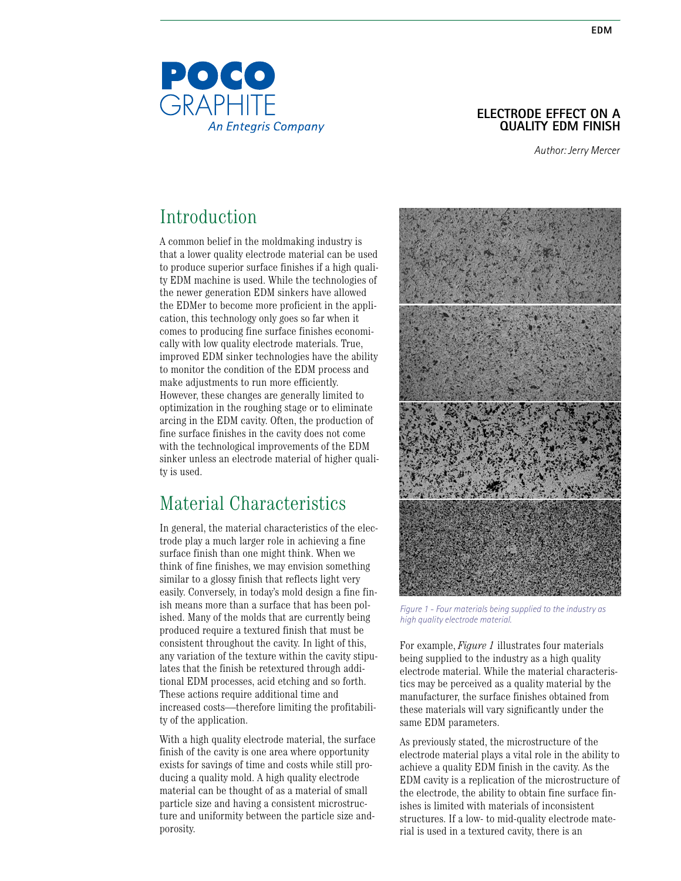# ELECTRODE EFFECT ON A QUALITY EDM FINISH

*Author: Jerry Mercer*

## Introduction

A common belief in the moldmaking industry is that a lower quality electrode material can be used to produce superior surface finishes if a high quality EDM machine is used. While the technologies of the newer generation EDM sinkers have allowed the EDMer to become more proficient in the application, this technology only goes so far when it comes to producing fine surface finishes economically with low quality electrode materials. True, improved EDM sinker technologies have the ability to monitor the condition of the EDM process and make adjustments to run more efficiently. However, these changes are generally limited to optimization in the roughing stage or to eliminate arcing in the EDM cavity. Often, the production of fine surface finishes in the cavity does not come with the technological improvements of the EDM sinker unless an electrode material of higher quality is used.

## Material Characteristics

In general, the material characteristics of the electrode play a much larger role in achieving a fine surface finish than one might think. When we think of fine finishes, we may envision something similar to a glossy finish that reflects light very easily. Conversely, in today's mold design a fine finish means more than a surface that has been polished. Many of the molds that are currently being produced require a textured finish that must be consistent throughout the cavity. In light of this, any variation of the texture within the cavity stipulates that the finish be retextured through additional EDM processes, acid etching and so forth. These actions require additional time and increased costs—therefore limiting the profitability of the application.

With a high quality electrode material, the surface finish of the cavity is one area where opportunity exists for savings of time and costs while still producing a quality mold. A high quality electrode material can be thought of as a material of small particle size and having a consistent microstructure and uniformity between the particle size and porosity.

*Figure 1 - Four materials being supplied to the industry as high quality electrode material.*

For example, *Figure 1* illustrates four materials being supplied to the industry as a high quality electrode material. While the material characteristics may be perceived as a quality material by the manufacturer, the surface finishes obtained from these materials will vary significantly under the same EDM parameters.

As previously stated, the microstructure of the electrode material plays a vital role in the ability to achieve a quality EDM finish in the cavity. As the EDM cavity is a replication of the microstructure of the electrode, the ability to obtain fine surface finishes is limited with materials of inconsistent structures. If a low- to mid-quality electrode material is used in a textured cavity, there is an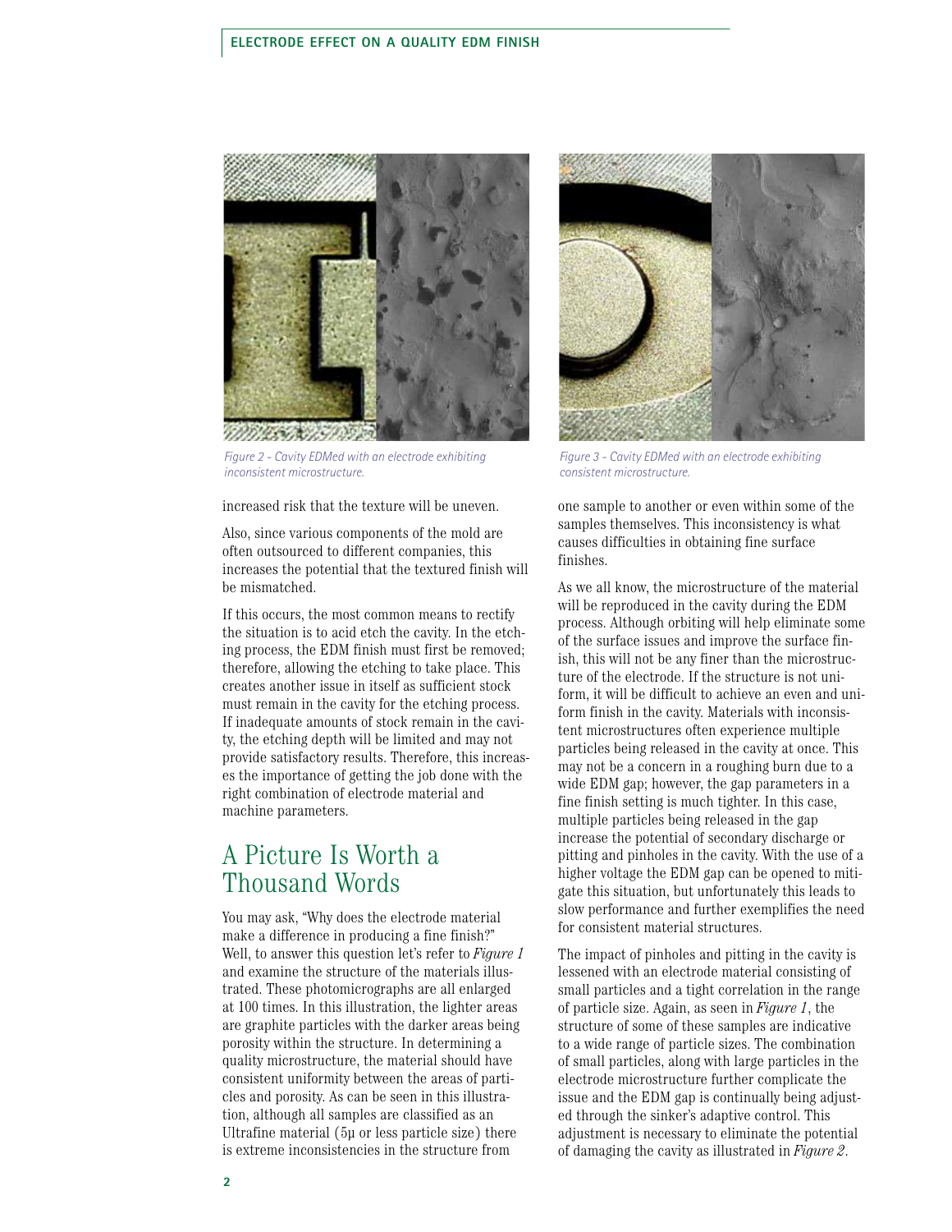Figure 2 - Cavity EDMed with an electrode exhibiting inconsistent microstructure.

Figure 3 - Cavity EDMed with an electrode exhibiting consistent microstructure.

increased risk that the texture will be uneven.

Also, since various components of the mold are often outsourced to different companies, this increases the potential that the textured finish will be mismatched.

If this occurs, the most common means to rectify the situation is to acid etch the cavity. In the etching process, the EDM finish must first be removed; therefore, allowing the etching to take place. This creates another issue in itself as sufficient stock must remain in the cavity for the etching process. If inadequate amounts of stock remain in the cavity, the etching depth will be limited and may not provide satisfactory results. Therefore, this increases the importance of getting the job done with the right combination of electrode material and machine parameters.

## A Picture Is Worth a Thousand Words

You may ask, "Why does the electrode material make a difference in producing a fine finish?" Well, to answer this question let's refer to *Figure 1* and examine the structure of the materials illustrated. These photomicrographs are all enlarged at 100 times. In this illustration, the lighter areas are graphite particles with the darker areas being porosity within the structure. In determining a quality microstructure, the material should have consistent uniformity between the areas of particles and porosity. As can be seen in this illustration, although all samples are classified as an Ultrafine material (5µ or less particle size) there is extreme inconsistencies in the structure from one sample to another or even within some of the samples themselves. This inconsistency is what causes difficulties in obtaining fine surface finishes.

As we all know, the microstructure of the material will be reproduced in the cavity during the EDM process. Although orbiting will help eliminate some of the surface issues and improve the surface finish, this will not be any finer than the microstructure of the electrode. If the structure is not uniform, it will be difficult to achieve an even and uniform finish in the cavity. Materials with inconsistent microstructures often experience multiple particles being released in the cavity at once. This may not be a concern in a roughing burn due to a wide EDM gap; however, the gap parameters in a fine finish setting is much tighter. In this case, multiple particles being released in the gap increase the potential of secondary discharge or pitting and pinholes in the cavity. With the use of a higher voltage the EDM gap can be opened to mitigate this situation, but unfortunately this leads to slow performance and further exemplifies the need for consistent material structures.

The impact of pinholes and pitting in the cavity is lessened with an electrode material consisting of small particles and a tight correlation in the range of particle size. Again, as seen in *Figure 1*, the structure of some of these samples are indicative to a wide range of particle sizes. The combination of small particles, along with large particles in the electrode microstructure further complicate the issue and the EDM gap is continually being adjusted through the sinker's adaptive control. This adjustment is necessary to eliminate the potential of damaging the cavity as illustrated in *Figure 2*.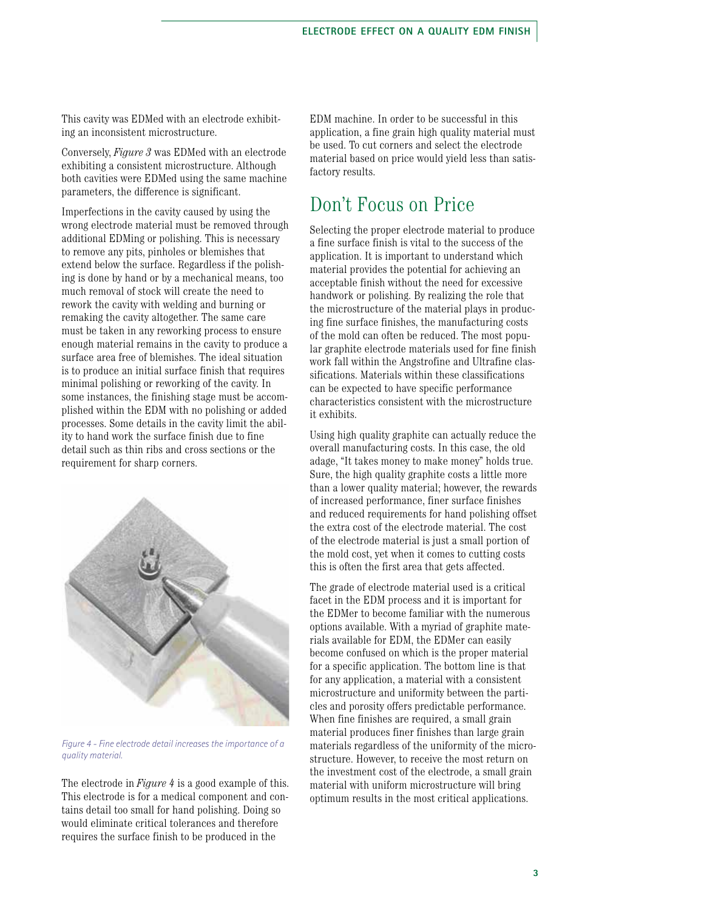This cavity was EDMed with an electrode exhibiting an inconsistent microstructure.

Conversely, *Figure 3* was EDMed with an electrode exhibiting a consistent microstructure. Although both cavities were EDMed using the same machine parameters, the difference is significant.

Imperfections in the cavity caused by using the wrong electrode material must be removed through additional EDMing or polishing. This is necessary to remove any pits, pinholes or blemishes that extend below the surface. Regardless if the polishing is done by hand or by a mechanical means, too much removal of stock will create the need to rework the cavity with welding and burning or remaking the cavity altogether. The same care must be taken in any reworking process to ensure enough material remains in the cavity to produce a surface area free of blemishes. The ideal situation is to produce an initial surface finish that requires minimal polishing or reworking of the cavity. In some instances, the finishing stage must be accomplished within the EDM with no polishing or added processes. Some details in the cavity limit the ability to hand work the surface finish due to fine detail such as thin ribs and cross sections or the requirement for sharp corners.

*Figure 4 - Fine electrode detail increases the importance of a quality material.*

The electrode in *Figure 4* is a good example of this. This electrode is for a medical component and contains detail too small for hand polishing. Doing so would eliminate critical tolerances and therefore requires the surface finish to be produced in the EDM machine. In order to be successful in this application, a fine grain high quality material must be used. To cut corners and select the electrode material based on price would yield less than satisfactory results.

## Don't Focus on Price

Selecting the proper electrode material to produce a fine surface finish is vital to the success of the application. It is important to understand which material provides the potential for achieving an acceptable finish without the need for excessive handwork or polishing. By realizing the role that the microstructure of the material plays in producing fine surface finishes, the manufacturing costs of the mold can often be reduced. The most popular graphite electrode materials used for fine finish work fall within the Angstrofine and Ultrafine classifications. Materials within these classifications can be expected to have specific performance characteristics consistent with the microstructure it exhibits.

Using high quality graphite can actually reduce the overall manufacturing costs. In this case, the old adage, "It takes money to make money" holds true. Sure, the high quality graphite costs a little more than a lower quality material; however, the rewards of increased performance, finer surface finishes and reduced requirements for hand polishing offset the extra cost of the electrode material. The cost of the electrode material is just a small portion of the mold cost, yet when it comes to cutting costs this is often the first area that gets affected.

The grade of electrode material used is a critical facet in the EDM process and it is important for the EDMer to become familiar with the numerous options available. With a myriad of graphite materials available for EDM, the EDMer can easily become confused on which is the proper material for a specific application. The bottom line is that for any application, a material with a consistent microstructure and uniformity between the particles and porosity offers predictable performance. When fine finishes are required, a small grain material produces finer finishes than large grain materials regardless of the uniformity of the microstructure. However, to receive the most return on the investment cost of the electrode, a small grain material with uniform microstructure will bring optimum results in the most critical applications.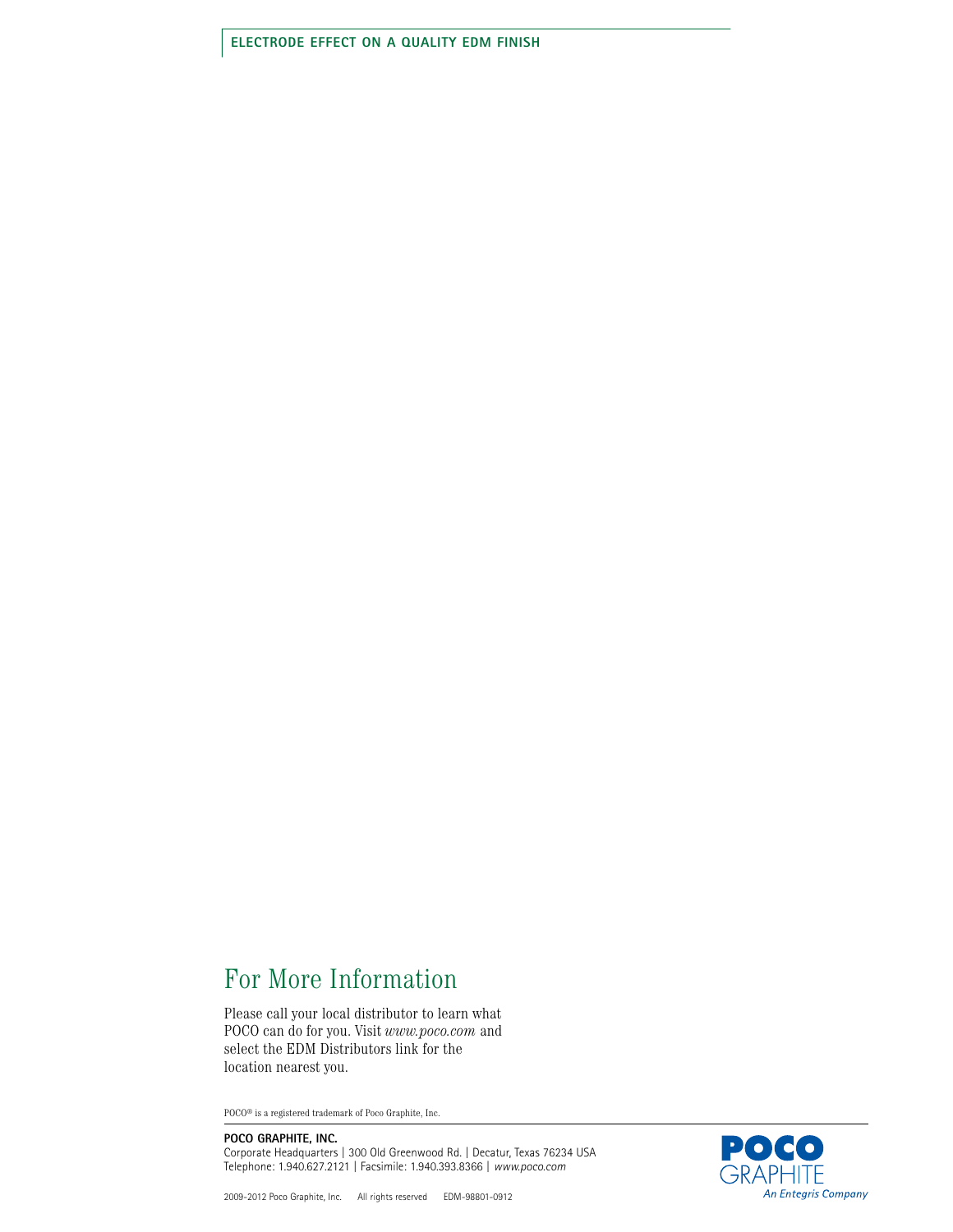## For More Information

Please call your local distributor to learn what POCO can do for you. Visit *www.poco.com* and select the EDM Distributors link for the location nearest you.

POCO® is a registered trademark of Poco Graphite, Inc.

**POCO GRAPHITE, INC.**
Corporate Headquarters | 300 Old Greenwood Rd. | Decatur, Texas 76234 USA
Telephone: 1.940.627.2121 | Facsimile: 1.940.393.8366 | *www.poco.com*

POCO GRAPHITE
*An Entegris Company*

2009-2012 Poco Graphite, Inc. All rights reserved EDM-98801-0912